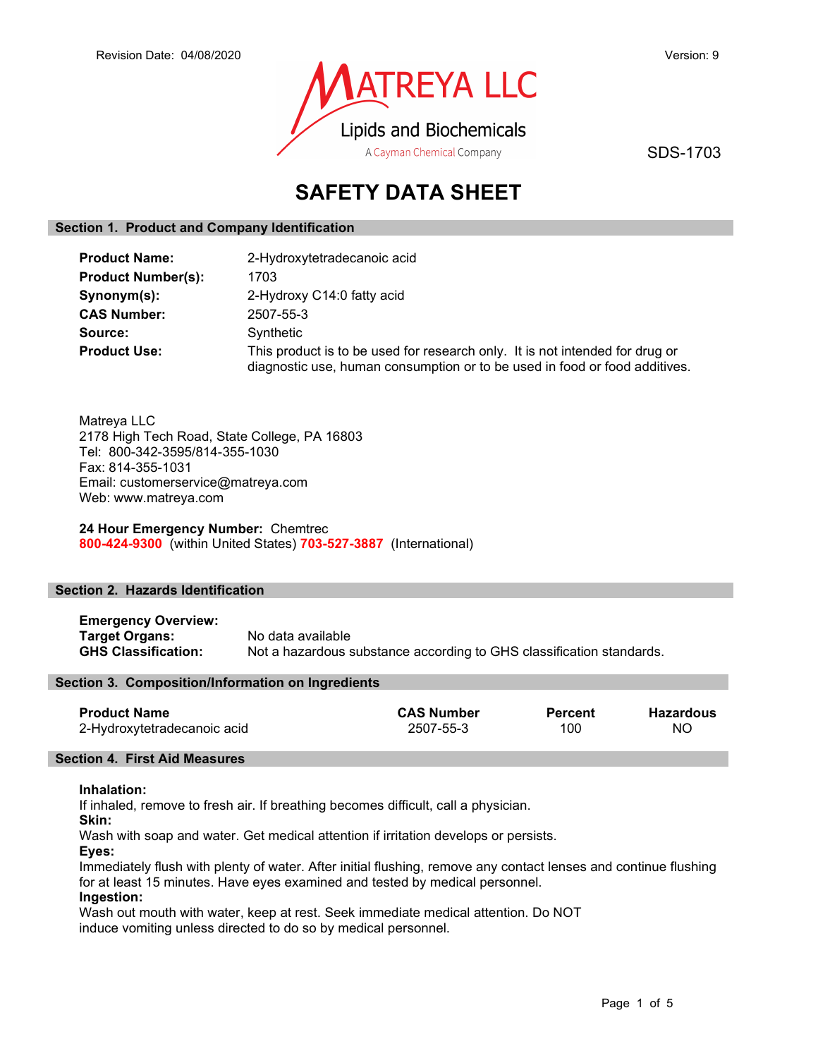Revision Date: 04/08/2020

Version: 9

MATREYA LLC
Lipids and Biochemicals
A Cayman Chemical Company

SDS-1703

# SAFETY DATA SHEET

## Section 1. Product and Company Identification

**Product Name:** 2-Hydroxytetradecanoic acid
**Product Number(s):** 1703
**Synonym(s):** 2-Hydroxy C14:0 fatty acid
**CAS Number:** 2507-55-3
**Source:** Synthetic
**Product Use:** This product is to be used for research only. It is not intended for drug or diagnostic use, human consumption or to be used in food or food additives.

Matreya LLC
2178 High Tech Road, State College, PA 16803
Tel: 800-342-3595/814-355-1030
Fax: 814-355-1031
Email: customerservice@matreya.com
Web: www.matreya.com

**24 Hour Emergency Number:** Chemtrec
**800-424-9300** (within United States) **703-527-3887** (International)

## Section 2. Hazards Identification

**Emergency Overview:**
**Target Organs:** No data available
**GHS Classification:** Not a hazardous substance according to GHS classification standards.

## Section 3. Composition/Information on Ingredients

| Product Name | CAS Number | Percent | Hazardous |
|---|---|---|---|
| 2-Hydroxytetradecanoic acid | 2507-55-3 | 100 | NO |

## Section 4. First Aid Measures

**Inhalation:**
If inhaled, remove to fresh air. If breathing becomes difficult, call a physician.
**Skin:**
Wash with soap and water. Get medical attention if irritation develops or persists.
**Eyes:**
Immediately flush with plenty of water. After initial flushing, remove any contact lenses and continue flushing for at least 15 minutes. Have eyes examined and tested by medical personnel.
**Ingestion:**
Wash out mouth with water, keep at rest. Seek immediate medical attention. Do NOT induce vomiting unless directed to do so by medical personnel.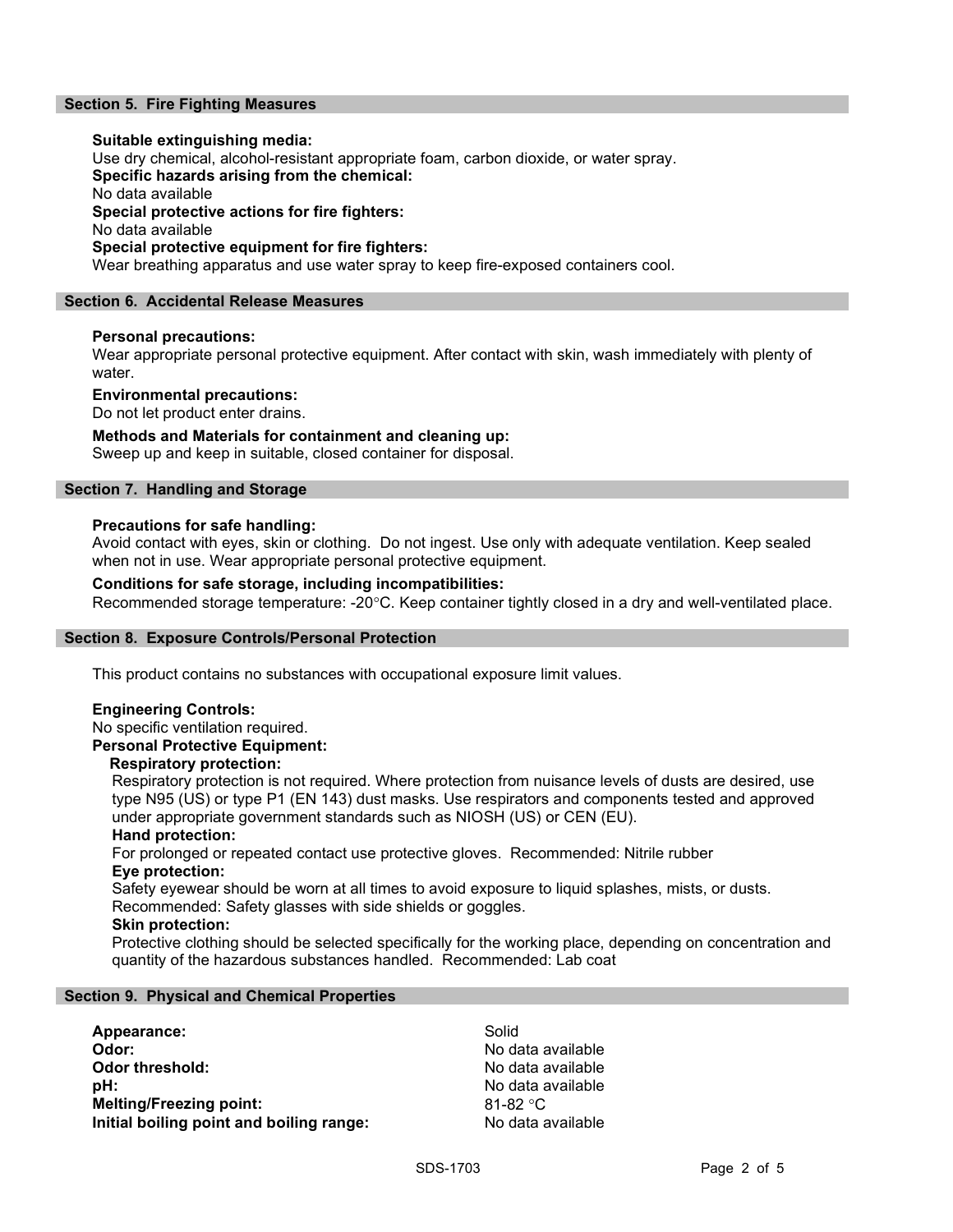## Section 5. Fire Fighting Measures

**Suitable extinguishing media:**
Use dry chemical, alcohol-resistant appropriate foam, carbon dioxide, or water spray.

**Specific hazards arising from the chemical:**
No data available

**Special protective actions for fire fighters:**
No data available

**Special protective equipment for fire fighters:**
Wear breathing apparatus and use water spray to keep fire-exposed containers cool.

## Section 6. Accidental Release Measures

**Personal precautions:**
Wear appropriate personal protective equipment. After contact with skin, wash immediately with plenty of water.

**Environmental precautions:**
Do not let product enter drains.

**Methods and Materials for containment and cleaning up:**
Sweep up and keep in suitable, closed container for disposal.

## Section 7. Handling and Storage

**Precautions for safe handling:**
Avoid contact with eyes, skin or clothing. Do not ingest. Use only with adequate ventilation. Keep sealed when not in use. Wear appropriate personal protective equipment.

**Conditions for safe storage, including incompatibilities:**
Recommended storage temperature: -20°C. Keep container tightly closed in a dry and well-ventilated place.

## Section 8. Exposure Controls/Personal Protection

This product contains no substances with occupational exposure limit values.

**Engineering Controls:**
No specific ventilation required.

**Personal Protective Equipment:**

**Respiratory protection:**
Respiratory protection is not required. Where protection from nuisance levels of dusts are desired, use type N95 (US) or type P1 (EN 143) dust masks. Use respirators and components tested and approved under appropriate government standards such as NIOSH (US) or CEN (EU).

**Hand protection:**
For prolonged or repeated contact use protective gloves. Recommended: Nitrile rubber

**Eye protection:**
Safety eyewear should be worn at all times to avoid exposure to liquid splashes, mists, or dusts. Recommended: Safety glasses with side shields or goggles.

**Skin protection:**
Protective clothing should be selected specifically for the working place, depending on concentration and quantity of the hazardous substances handled. Recommended: Lab coat

## Section 9. Physical and Chemical Properties

| | |
|---|---|
| **Appearance:** | Solid |
| **Odor:** | No data available |
| **Odor threshold:** | No data available |
| **pH:** | No data available |
| **Melting/Freezing point:** | 81-82 °C |
| **Initial boiling point and boiling range:** | No data available |

SDS-1703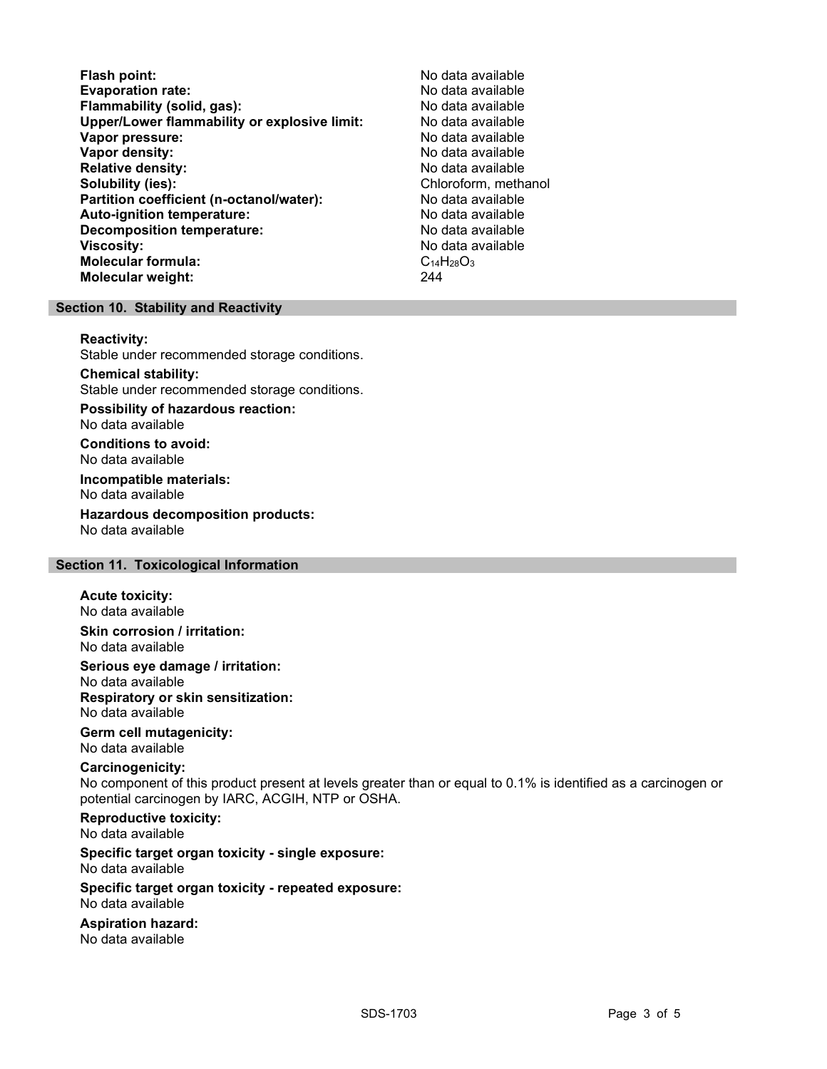| | |
|---|---|
| **Flash point:** | No data available |
| **Evaporation rate:** | No data available |
| **Flammability (solid, gas):** | No data available |
| **Upper/Lower flammability or explosive limit:** | No data available |
| **Vapor pressure:** | No data available |
| **Vapor density:** | No data available |
| **Relative density:** | No data available |
| **Solubility (ies):** | Chloroform, methanol |
| **Partition coefficient (n-octanol/water):** | No data available |
| **Auto-ignition temperature:** | No data available |
| **Decomposition temperature:** | No data available |
| **Viscosity:** | No data available |
| **Molecular formula:** | $C_{14}H_{28}O_3$ |
| **Molecular weight:** | 244 |

## Section 10. Stability and Reactivity

**Reactivity:**
Stable under recommended storage conditions.

**Chemical stability:**
Stable under recommended storage conditions.

**Possibility of hazardous reaction:**
No data available

**Conditions to avoid:**
No data available

**Incompatible materials:**
No data available

**Hazardous decomposition products:**
No data available

## Section 11. Toxicological Information

**Acute toxicity:**
No data available

**Skin corrosion / irritation:**
No data available

**Serious eye damage / irritation:**
No data available

**Respiratory or skin sensitization:**
No data available

**Germ cell mutagenicity:**
No data available

**Carcinogenicity:**
No component of this product present at levels greater than or equal to 0.1% is identified as a carcinogen or potential carcinogen by IARC, ACGIH, NTP or OSHA.

**Reproductive toxicity:**
No data available

**Specific target organ toxicity - single exposure:**
No data available

**Specific target organ toxicity - repeated exposure:**
No data available

**Aspiration hazard:**
No data available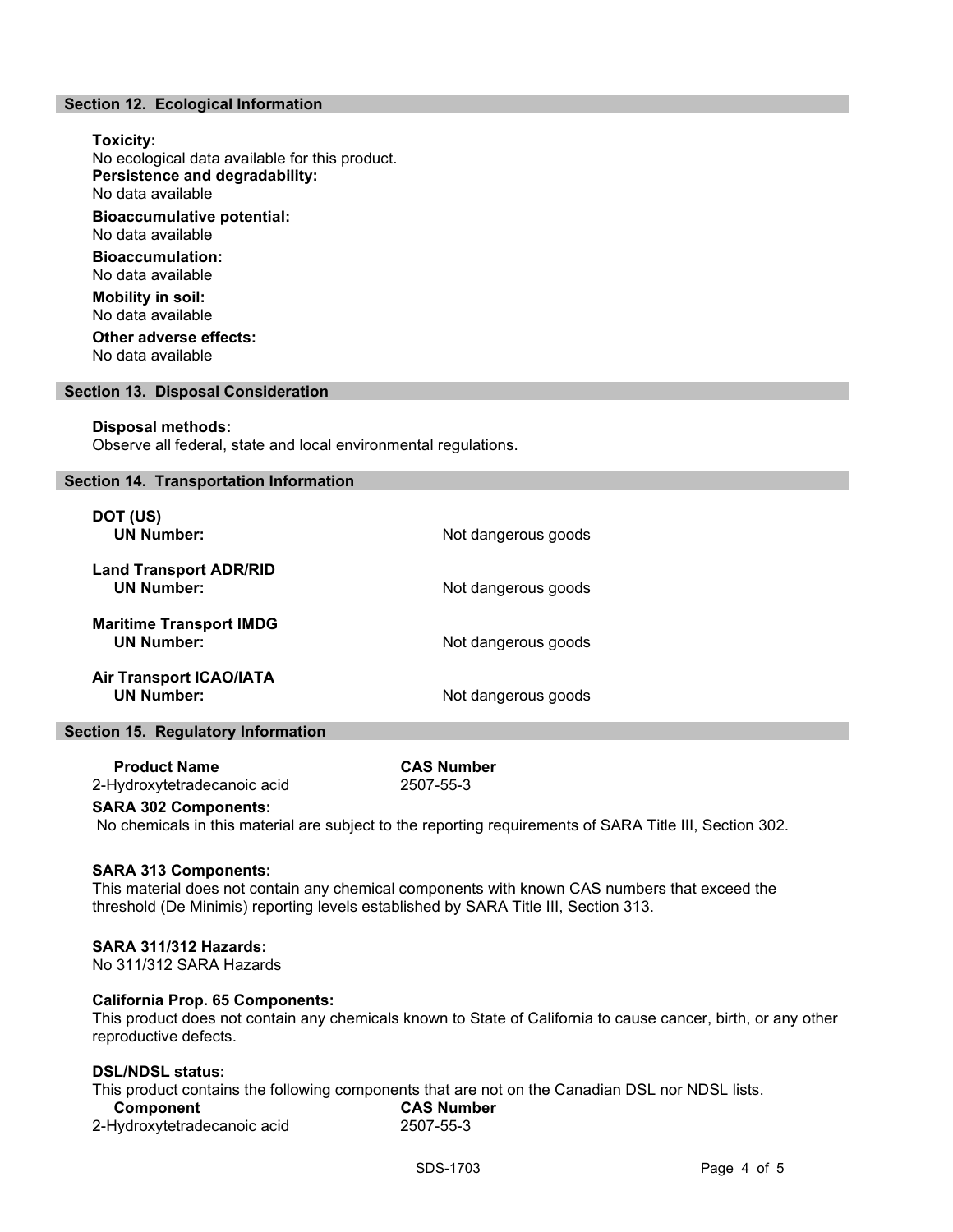## Section 12. Ecological Information

**Toxicity:**
No ecological data available for this product.

**Persistence and degradability:**
No data available

**Bioaccumulative potential:**
No data available

**Bioaccumulation:**
No data available

**Mobility in soil:**
No data available

**Other adverse effects:**
No data available

## Section 13. Disposal Consideration

**Disposal methods:**
Observe all federal, state and local environmental regulations.

## Section 14. Transportation Information

**DOT (US)**
**UN Number:** Not dangerous goods

**Land Transport ADR/RID**
**UN Number:** Not dangerous goods

**Maritime Transport IMDG**
**UN Number:** Not dangerous goods

**Air Transport ICAO/IATA**
**UN Number:** Not dangerous goods

## Section 15. Regulatory Information

| Product Name | CAS Number |
|---|---|
| 2-Hydroxytetradecanoic acid | 2507-55-3 |

**SARA 302 Components:**
No chemicals in this material are subject to the reporting requirements of SARA Title III, Section 302.

**SARA 313 Components:**
This material does not contain any chemical components with known CAS numbers that exceed the threshold (De Minimis) reporting levels established by SARA Title III, Section 313.

**SARA 311/312 Hazards:**
No 311/312 SARA Hazards

**California Prop. 65 Components:**
This product does not contain any chemicals known to State of California to cause cancer, birth, or any other reproductive defects.

**DSL/NDSL status:**
This product contains the following components that are not on the Canadian DSL nor NDSL lists.

| Component | CAS Number |
|---|---|
| 2-Hydroxytetradecanoic acid | 2507-55-3 |

SDS-1703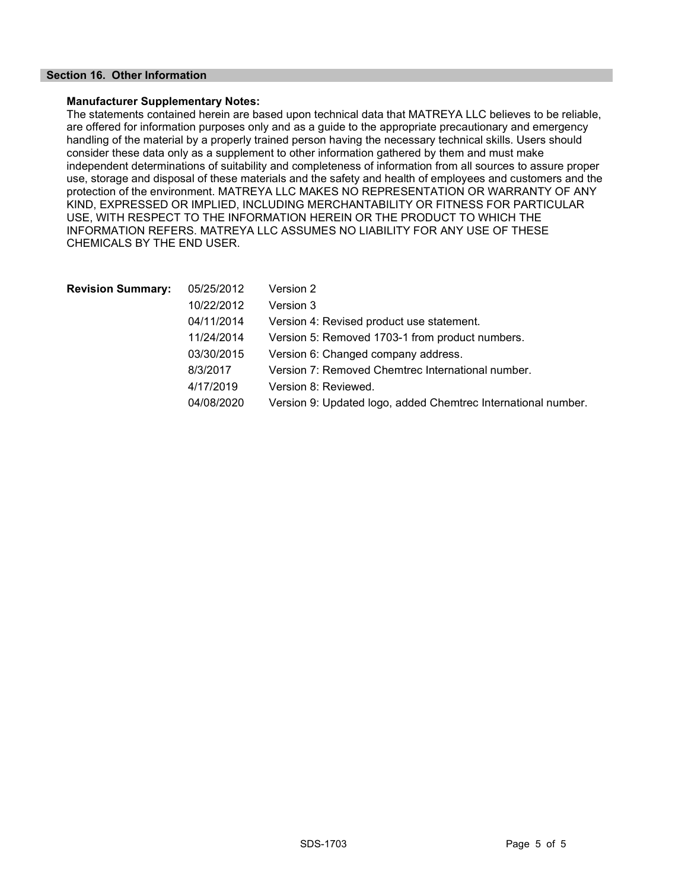## Section 16. Other Information

**Manufacturer Supplementary Notes:**

The statements contained herein are based upon technical data that MATREYA LLC believes to be reliable, are offered for information purposes only and as a guide to the appropriate precautionary and emergency handling of the material by a properly trained person having the necessary technical skills. Users should consider these data only as a supplement to other information gathered by them and must make independent determinations of suitability and completeness of information from all sources to assure proper use, storage and disposal of these materials and the safety and health of employees and customers and the protection of the environment. MATREYA LLC MAKES NO REPRESENTATION OR WARRANTY OF ANY KIND, EXPRESSED OR IMPLIED, INCLUDING MERCHANTABILITY OR FITNESS FOR PARTICULAR USE, WITH RESPECT TO THE INFORMATION HEREIN OR THE PRODUCT TO WHICH THE INFORMATION REFERS. MATREYA LLC ASSUMES NO LIABILITY FOR ANY USE OF THESE CHEMICALS BY THE END USER.

| | | |
|---|---|---|
| **Revision Summary:** | 05/25/2012 | Version 2 |
| | 10/22/2012 | Version 3 |
| | 04/11/2014 | Version 4: Revised product use statement. |
| | 11/24/2014 | Version 5: Removed 1703-1 from product numbers. |
| | 03/30/2015 | Version 6: Changed company address. |
| | 8/3/2017 | Version 7: Removed Chemtrec International number. |
| | 4/17/2019 | Version 8: Reviewed. |
| | 04/08/2020 | Version 9: Updated logo, added Chemtrec International number. |